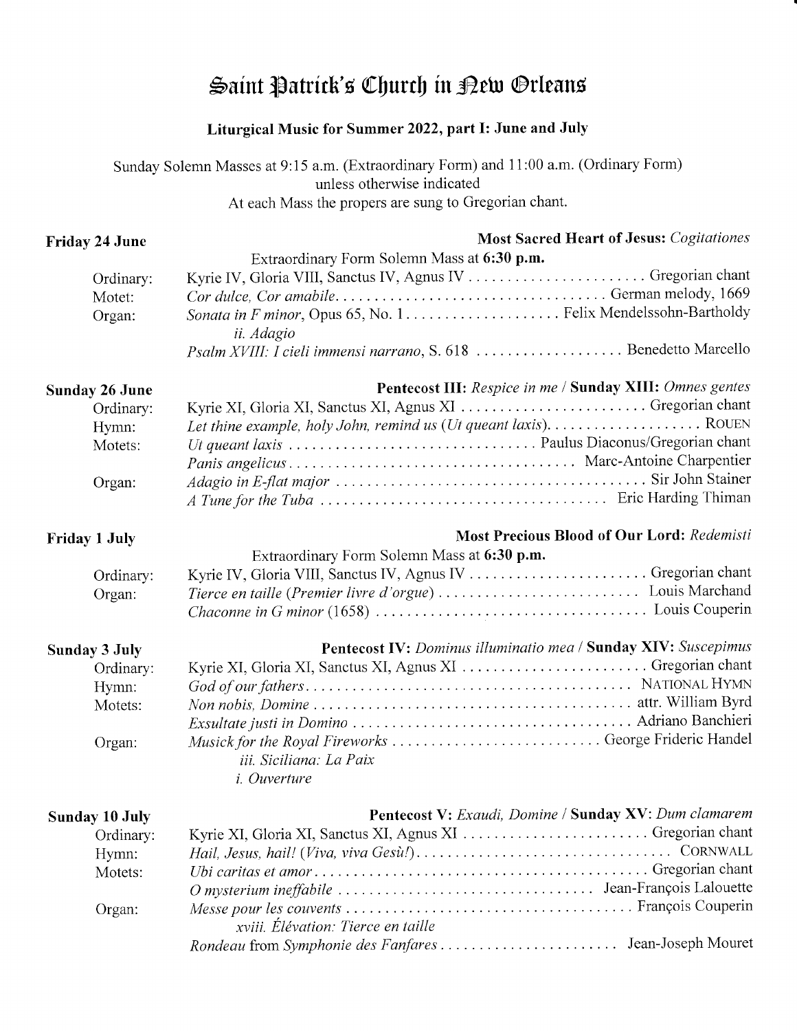# Saint Patrick's Church in New Orleans

## Liturgical Music for Summer 2022, part I: June and July

Sunday Solemn Masses at 9:15 a.m. (Extraordinary Form) and 11:00 a.m. (Ordinary Form)
unless otherwise indicated
At each Mass the propers are sung to Gregorian chant.

### Friday 24 June — Most Sacred Heart of Jesus: *Cogitationes*

Extraordinary Form Solemn Mass at **6:30 p.m.**

| | | |
|---|---|---|
| Ordinary: | Kyrie IV, Gloria VIII, Sanctus IV, Agnus IV | Gregorian chant |
| Motet: | *Cor dulce, Cor amabile* | German melody, 1669 |
| Organ: | *Sonata in F minor*, Opus 65, No. 1 — *ii. Adagio* | Felix Mendelssohn-Bartholdy |
| | *Psalm XVIII: I cieli immensi narrano*, S. 618 | Benedetto Marcello |

### Sunday 26 June — Pentecost III: *Respice in me* / Sunday XIII: *Omnes gentes*

| | | |
|---|---|---|
| Ordinary: | Kyrie XI, Gloria XI, Sanctus XI, Agnus XI | Gregorian chant |
| Hymn: | *Let thine example, holy John, remind us (Ut queant laxis)* | ROUEN |
| Motets: | *Ut queant laxis* | Paulus Diaconus/Gregorian chant |
| | *Panis angelicus* | Marc-Antoine Charpentier |
| Organ: | *Adagio in E-flat major* | Sir John Stainer |
| | *A Tune for the Tuba* | Eric Harding Thiman |

### Friday 1 July — Most Precious Blood of Our Lord: *Redemisti*

Extraordinary Form Solemn Mass at **6:30 p.m.**

| | | |
|---|---|---|
| Ordinary: | Kyrie IV, Gloria VIII, Sanctus IV, Agnus IV | Gregorian chant |
| Organ: | *Tierce en taille (Premier livre d'orgue)* | Louis Marchand |
| | *Chaconne in G minor* (1658) | Louis Couperin |

### Sunday 3 July — Pentecost IV: *Dominus illuminatio mea* / Sunday XIV: *Suscepimus*

| | | |
|---|---|---|
| Ordinary: | Kyrie XI, Gloria XI, Sanctus XI, Agnus XI | Gregorian chant |
| Hymn: | *God of our fathers* | NATIONAL HYMN |
| Motets: | *Non nobis, Domine* | attr. William Byrd |
| | *Exsultate justi in Domino* | Adriano Banchieri |
| Organ: | *Musick for the Royal Fireworks* — *iii. Siciliana: La Paix*; *i. Ouverture* | George Frideric Handel |

### Sunday 10 July — Pentecost V: *Exaudi, Domine* / Sunday XV: *Dum clamarem*

| | | |
|---|---|---|
| Ordinary: | Kyrie XI, Gloria XI, Sanctus XI, Agnus XI | Gregorian chant |
| Hymn: | *Hail, Jesus, hail! (Viva, viva Gesù!)* | CORNWALL |
| Motets: | *Ubi caritas et amor* | Gregorian chant |
| | *O mysterium ineffabile* | Jean-François Lalouette |
| Organ: | *Messe pour les couvents* — *xviii. Élévation: Tierce en taille* | François Couperin |
| | *Rondeau* from *Symphonie des Fanfares* | Jean-Joseph Mouret |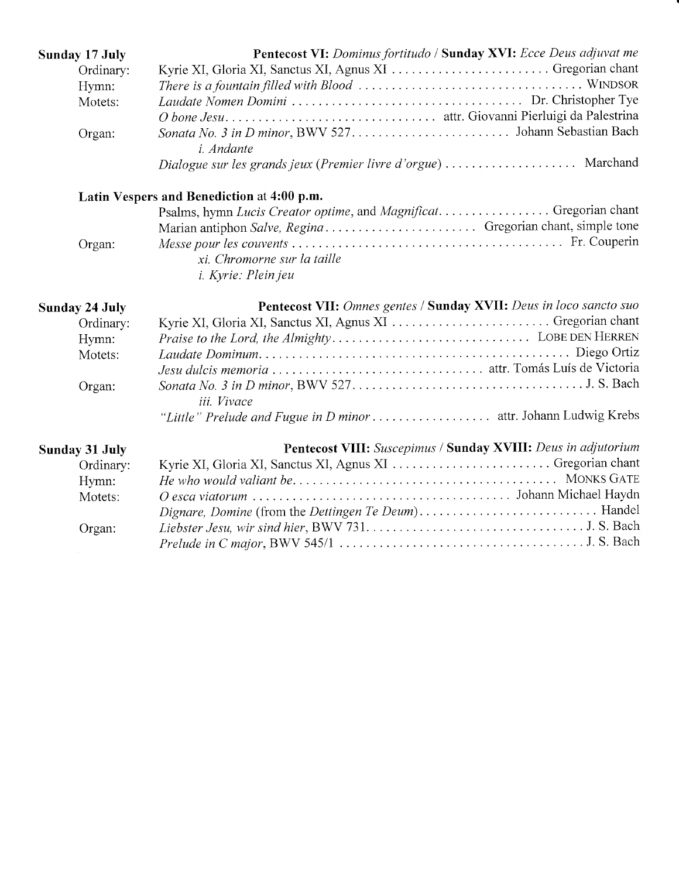**Sunday 17 July** — **Pentecost VI:** *Dominus fortitudo* / **Sunday XVI:** *Ecce Deus adjuvat me*

Ordinary: Kyrie XI, Gloria XI, Sanctus XI, Agnus XI . . . . . . . . . . . . . . . . . . . . . . . . Gregorian chant

Hymn: *There is a fountain filled with Blood* . . . . . . . . . . . . . . . . . . . . . . . . . . . . . . . . . WINDSOR

Motets: *Laudate Nomen Domini* . . . . . . . . . . . . . . . . . . . . . . . . . . . . . . . . . . . Dr. Christopher Tye

*O bone Jesu* . . . . . . . . . . . . . . . . . . . . . . . . . . . . . . . attr. Giovanni Pierluigi da Palestrina

Organ: *Sonata No. 3 in D minor*, BWV 527 . . . . . . . . . . . . . . . . . . . . . . . . Johann Sebastian Bach

*i. Andante*

*Dialogue sur les grands jeux* (*Premier livre d'orgue*) . . . . . . . . . . . . . . . . . . . . Marchand

**Latin Vespers and Benediction** at **4:00 p.m.**

Psalms, hymn *Lucis Creator optime*, and *Magnificat* . . . . . . . . . . . . . . . . . Gregorian chant

Marian antiphon *Salve, Regina* . . . . . . . . . . . . . . . . . . . . . . . Gregorian chant, simple tone

Organ: *Messe pour les couvents* . . . . . . . . . . . . . . . . . . . . . . . . . . . . . . . . . . . . . . . . . Fr. Couperin

*xi. Chromorne sur la taille*

*i. Kyrie: Plein jeu*

**Sunday 24 July** — **Pentecost VII:** *Omnes gentes* / **Sunday XVII:** *Deus in loco sancto suo*

Ordinary: Kyrie XI, Gloria XI, Sanctus XI, Agnus XI . . . . . . . . . . . . . . . . . . . . . . . . Gregorian chant

Hymn: *Praise to the Lord, the Almighty* . . . . . . . . . . . . . . . . . . . . . . . . . . . . . . LOBE DEN HERREN

Motets: *Laudate Dominum* . . . . . . . . . . . . . . . . . . . . . . . . . . . . . . . . . . . . . . . . . . . . . . . . Diego Ortiz

*Jesu dulcis memoria* . . . . . . . . . . . . . . . . . . . . . . . . . . . . . . . . attr. Tomás Luís de Victoria

Organ: *Sonata No. 3 in D minor*, BWV 527 . . . . . . . . . . . . . . . . . . . . . . . . . . . . . . . . . . J. S. Bach

*iii. Vivace*

*"Little" Prelude and Fugue in D minor* . . . . . . . . . . . . . . . . . . attr. Johann Ludwig Krebs

**Sunday 31 July** — **Pentecost VIII:** *Suscepimus* / **Sunday XVIII:** *Deus in adjutorium*

Ordinary: Kyrie XI, Gloria XI, Sanctus XI, Agnus XI . . . . . . . . . . . . . . . . . . . . . . . . Gregorian chant

Hymn: *He who would valiant be* . . . . . . . . . . . . . . . . . . . . . . . . . . . . . . . . . . . . . . . MONKS GATE

Motets: *O esca viatorum* . . . . . . . . . . . . . . . . . . . . . . . . . . . . . . . . . . . . . . Johann Michael Haydn

*Dignare, Domine* (from the *Dettingen Te Deum*) . . . . . . . . . . . . . . . . . . . . . . . . . . . Handel

Organ: *Liebster Jesu, wir sind hier*, BWV 731 . . . . . . . . . . . . . . . . . . . . . . . . . . . . . . . . . J. S. Bach

*Prelude in C major*, BWV 545/1 . . . . . . . . . . . . . . . . . . . . . . . . . . . . . . . . . . . . . J. S. Bach